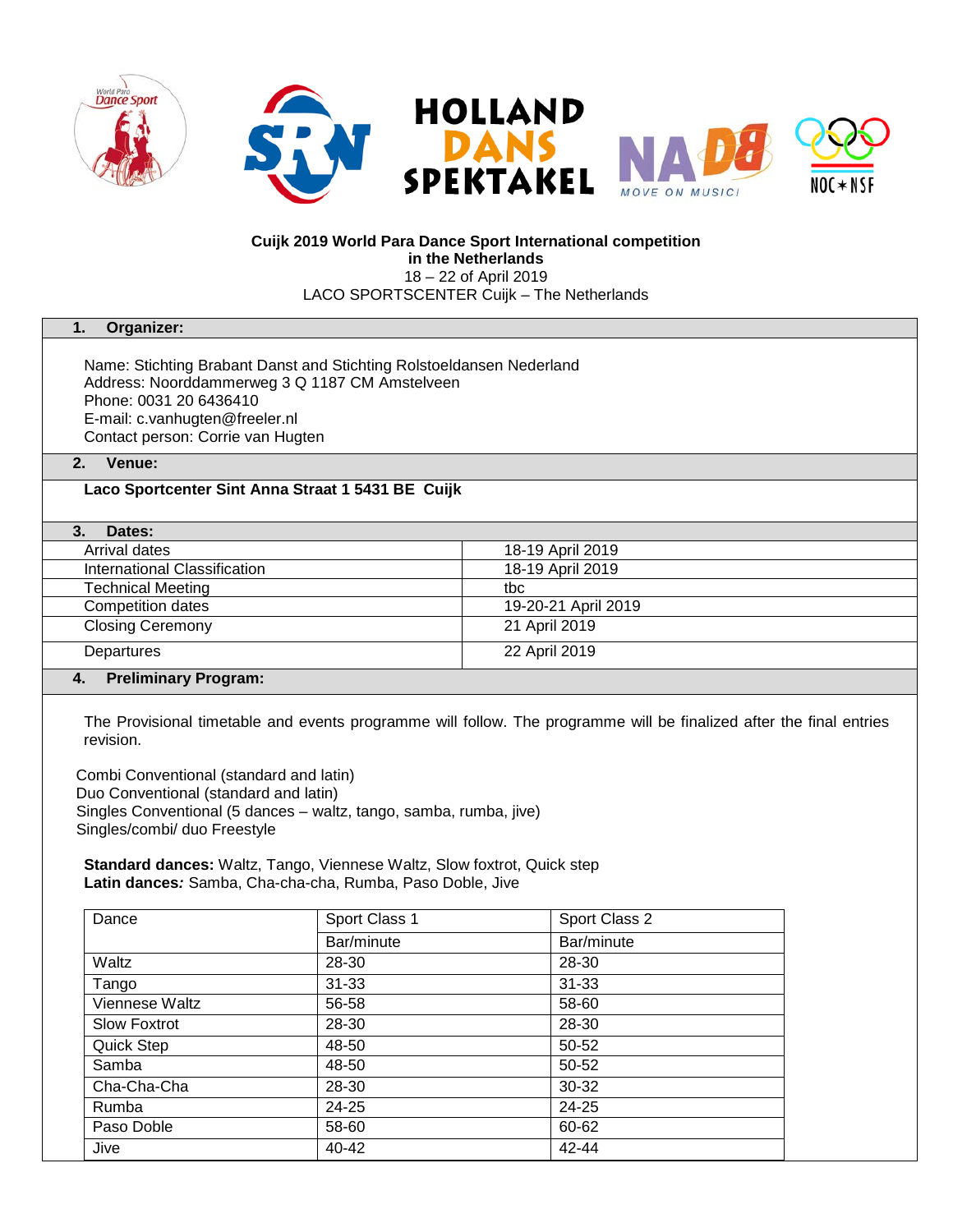**Cuijk 2019 World Para Dance Sport International competition in the Netherlands**
18 – 22 of April 2019
LACO SPORTSCENTER Cuijk – The Netherlands

## 1. Organizer:

Name: Stichting Brabant Danst and Stichting Rolstoeldansen Nederland
Address: Noorddammerweg 3 Q 1187 CM Amstelveen
Phone: 0031 20 6436410
E-mail: c.vanhugten@freeler.nl
Contact person: Corrie van Hugten

## 2. Venue:

**Laco Sportcenter Sint Anna Straat 1 5431 BE Cuijk**

## 3. Dates:

| | |
|---|---|
| Arrival dates | 18-19 April 2019 |
| International Classification | 18-19 April 2019 |
| Technical Meeting | tbc |
| Competition dates | 19-20-21 April 2019 |
| Closing Ceremony | 21 April 2019 |
| Departures | 22 April 2019 |

## 4. Preliminary Program:

The Provisional timetable and events programme will follow. The programme will be finalized after the final entries revision.

Combi Conventional (standard and latin)
Duo Conventional (standard and latin)
Singles Conventional (5 dances – waltz, tango, samba, rumba, jive)
Singles/combi/ duo Freestyle

**Standard dances:** Waltz, Tango, Viennese Waltz, Slow foxtrot, Quick step
**Latin dances***:* Samba, Cha-cha-cha, Rumba, Paso Doble, Jive

| Dance | Sport Class 1 | Sport Class 2 |
|---|---|---|
| | Bar/minute | Bar/minute |
| Waltz | 28-30 | 28-30 |
| Tango | 31-33 | 31-33 |
| Viennese Waltz | 56-58 | 58-60 |
| Slow Foxtrot | 28-30 | 28-30 |
| Quick Step | 48-50 | 50-52 |
| Samba | 48-50 | 50-52 |
| Cha-Cha-Cha | 28-30 | 30-32 |
| Rumba | 24-25 | 24-25 |
| Paso Doble | 58-60 | 60-62 |
| Jive | 40-42 | 42-44 |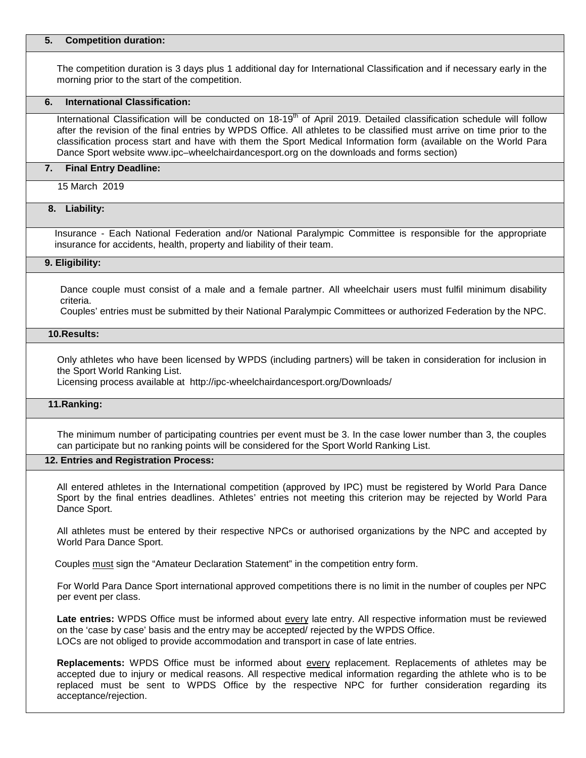## 5. Competition duration:

The competition duration is 3 days plus 1 additional day for International Classification and if necessary early in the morning prior to the start of the competition.

## 6. International Classification:

International Classification will be conducted on 18-19th of April 2019. Detailed classification schedule will follow after the revision of the final entries by WPDS Office. All athletes to be classified must arrive on time prior to the classification process start and have with them the Sport Medical Information form (available on the World Para Dance Sport website www.ipc–wheelchairdancesport.org on the downloads and forms section)

## 7. Final Entry Deadline:

15 March 2019

## 8. Liability:

Insurance - Each National Federation and/or National Paralympic Committee is responsible for the appropriate insurance for accidents, health, property and liability of their team.

## 9. Eligibility:

Dance couple must consist of a male and a female partner. All wheelchair users must fulfil minimum disability criteria.
Couples' entries must be submitted by their National Paralympic Committees or authorized Federation by the NPC.

## 10. Results:

Only athletes who have been licensed by WPDS (including partners) will be taken in consideration for inclusion in the Sport World Ranking List.
Licensing process available at http://ipc-wheelchairdancesport.org/Downloads/

## 11. Ranking:

The minimum number of participating countries per event must be 3. In the case lower number than 3, the couples can participate but no ranking points will be considered for the Sport World Ranking List.

## 12. Entries and Registration Process:

All entered athletes in the International competition (approved by IPC) must be registered by World Para Dance Sport by the final entries deadlines. Athletes' entries not meeting this criterion may be rejected by World Para Dance Sport.

All athletes must be entered by their respective NPCs or authorised organizations by the NPC and accepted by World Para Dance Sport.

Couples must sign the "Amateur Declaration Statement" in the competition entry form.

For World Para Dance Sport international approved competitions there is no limit in the number of couples per NPC per event per class.

**Late entries:** WPDS Office must be informed about every late entry. All respective information must be reviewed on the 'case by case' basis and the entry may be accepted/ rejected by the WPDS Office.
LOCs are not obliged to provide accommodation and transport in case of late entries.

**Replacements:** WPDS Office must be informed about every replacement. Replacements of athletes may be accepted due to injury or medical reasons. All respective medical information regarding the athlete who is to be replaced must be sent to WPDS Office by the respective NPC for further consideration regarding its acceptance/rejection.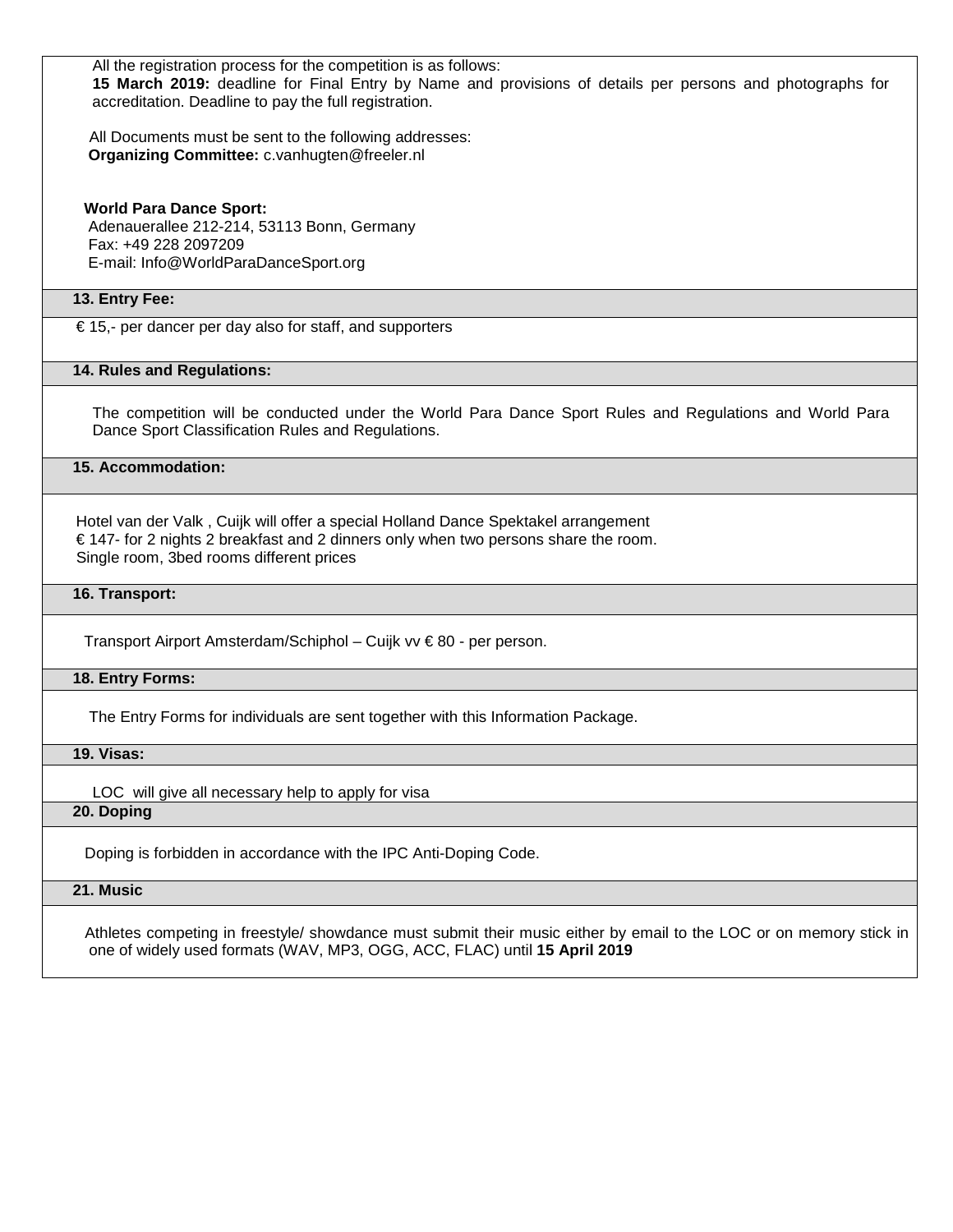All the registration process for the competition is as follows:

**15 March 2019:** deadline for Final Entry by Name and provisions of details per persons and photographs for accreditation. Deadline to pay the full registration.

All Documents must be sent to the following addresses:

**Organizing Committee:** c.vanhugten@freeler.nl

**World Para Dance Sport:**
Adenauerallee 212-214, 53113 Bonn, Germany
Fax: +49 228 2097209
E-mail: Info@WorldParaDanceSport.org

**13. Entry Fee:**

€ 15,- per dancer per day also for staff, and supporters

**14. Rules and Regulations:**

The competition will be conducted under the World Para Dance Sport Rules and Regulations and World Para Dance Sport Classification Rules and Regulations.

**15. Accommodation:**

Hotel van der Valk , Cuijk will offer a special Holland Dance Spektakel arrangement
€ 147- for 2 nights 2 breakfast and 2 dinners only when two persons share the room.
Single room, 3bed rooms different prices

**16. Transport:**

Transport Airport Amsterdam/Schiphol – Cuijk vv € 80 - per person.

**18. Entry Forms:**

The Entry Forms for individuals are sent together with this Information Package.

**19. Visas:**

LOC will give all necessary help to apply for visa

**20. Doping**

Doping is forbidden in accordance with the IPC Anti-Doping Code.

**21. Music**

Athletes competing in freestyle/ showdance must submit their music either by email to the LOC or on memory stick in one of widely used formats (WAV, MP3, OGG, ACC, FLAC) until **15 April 2019**